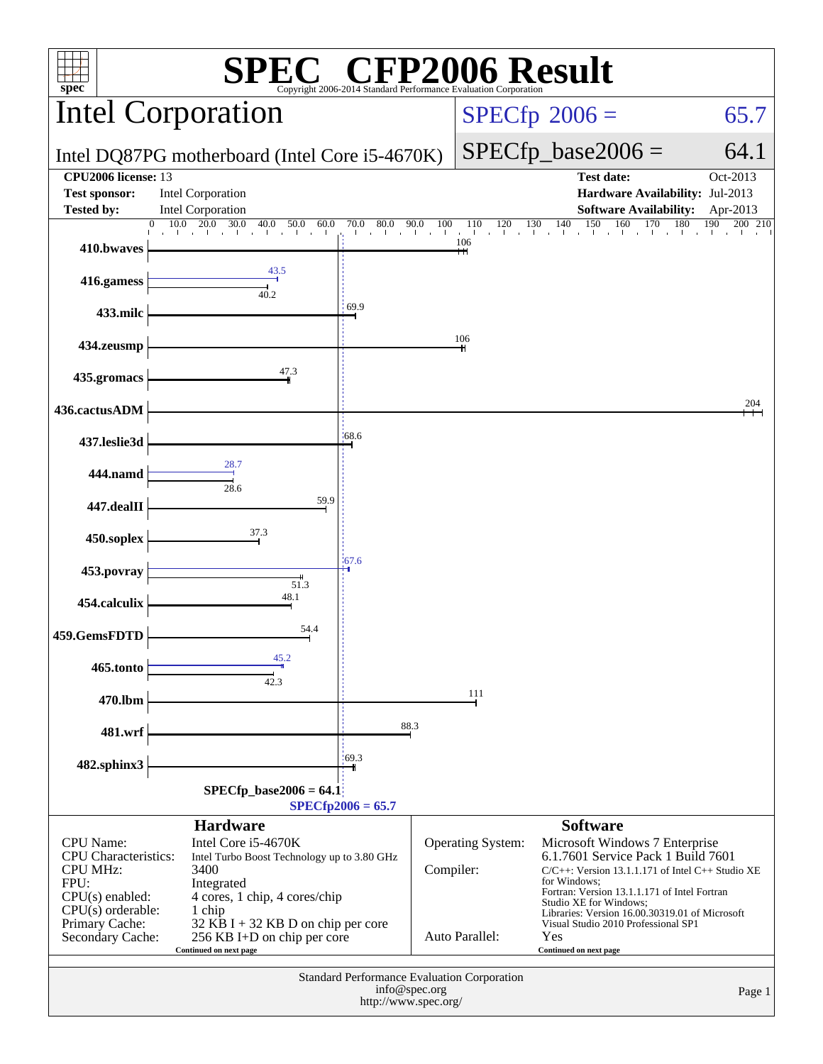# SPEC CFP2006 Result

Copyright 2006-2014 Standard Performance Evaluation Corporation

## Intel Corporation

**SPECfp 2006 = 65.7**

Intel DQ87PG motherboard (Intel Core i5-4670K)

**SPECfp_base2006 = 64.1**

| | | | |
|---|---|---|---|
| **CPU2006 license:** | 13 | **Test date:** | Oct-2013 |
| **Test sponsor:** | Intel Corporation | **Hardware Availability:** | Jul-2013 |
| **Tested by:** | Intel Corporation | **Software Availability:** | Apr-2013 |

| Benchmark | Peak | Base |
|---|---|---|
| 410.bwaves | | 106 |
| 416.gamess | 43.5 | 40.2 |
| 433.milc | | 69.9 |
| 434.zeusmp | | 106 |
| 435.gromacs | | 47.3 |
| 436.cactusADM | | 204 |
| 437.leslie3d | | 68.6 |
| 444.namd | 28.7 | 28.6 |
| 447.dealII | | 59.9 |
| 450.soplex | | 37.3 |
| 453.povray | 67.6 | 51.3 |
| 454.calculix | | 48.1 |
| 459.GemsFDTD | | 54.4 |
| 465.tonto | 45.2 | 42.3 |
| 470.lbm | | 111 |
| 481.wrf | | 88.3 |
| 482.sphinx3 | | 69.3 |

SPECfp_base2006 = 64.1

SPECfp2006 = 65.7

### Hardware

| | |
|---|---|
| CPU Name: | Intel Core i5-4670K |
| CPU Characteristics: | Intel Turbo Boost Technology up to 3.80 GHz |
| CPU MHz: | 3400 |
| FPU: | Integrated |
| CPU(s) enabled: | 4 cores, 1 chip, 4 cores/chip |
| CPU(s) orderable: | 1 chip |
| Primary Cache: | 32 KB I + 32 KB D on chip per core |
| Secondary Cache: | 256 KB I+D on chip per core |

Continued on next page

### Software

| | |
|---|---|
| Operating System: | Microsoft Windows 7 Enterprise 6.1.7601 Service Pack 1 Build 7601 |
| Compiler: | C/C++: Version 13.1.1.171 of Intel C++ Studio XE for Windows; Fortran: Version 13.1.1.171 of Intel Fortran Studio XE for Windows; Libraries: Version 16.00.30319.01 of Microsoft Visual Studio 2010 Professional SP1 |
| Auto Parallel: | Yes |

Continued on next page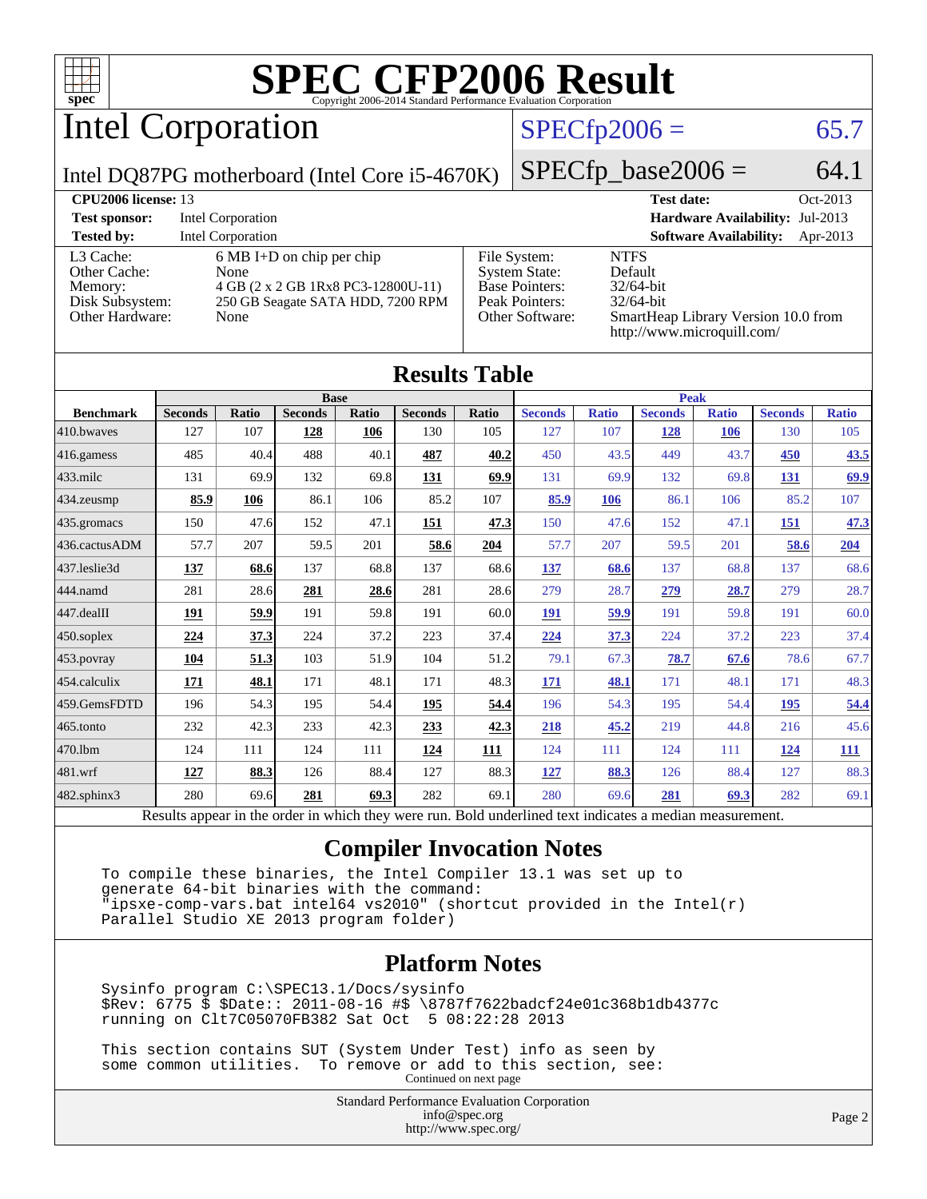# SPEC CFP2006 Result

Copyright 2006-2014 Standard Performance Evaluation Corporation

## Intel Corporation

Intel DQ87PG motherboard (Intel Core i5-4670K)

SPECfp2006 = 65.7

SPECfp_base2006 = 64.1

| | | | |
|---|---|---|---|
| **CPU2006 license:** 13 | | **Test date:** | Oct-2013 |
| **Test sponsor:** | Intel Corporation | **Hardware Availability:** | Jul-2013 |
| **Tested by:** | Intel Corporation | **Software Availability:** | Apr-2013 |

| | | | |
|---|---|---|---|
| L3 Cache: | 6 MB I+D on chip per chip | File System: | NTFS |
| Other Cache: | None | System State: | Default |
| Memory: | 4 GB (2 x 2 GB 1Rx8 PC3-12800U-11) | Base Pointers: | 32/64-bit |
| Disk Subsystem: | 250 GB Seagate SATA HDD, 7200 RPM | Peak Pointers: | 32/64-bit |
| Other Hardware: | None | Other Software: | SmartHeap Library Version 10.0 from http://www.microquill.com/ |

## Results Table

| Benchmark | Base | | | | | | Peak | | | | | |
|---|---|---|---|---|---|---|---|---|---|---|---|---|
| | Seconds | Ratio | Seconds | Ratio | Seconds | Ratio | Seconds | Ratio | Seconds | Ratio | Seconds | Ratio |
| 410.bwaves | 127 | 107 | **128** | **106** | 130 | 105 | 127 | 107 | **128** | **106** | 130 | 105 |
| 416.gamess | 485 | 40.4 | 488 | 40.1 | **487** | **40.2** | 450 | 43.5 | 449 | 43.7 | **450** | **43.5** |
| 433.milc | 131 | 69.9 | 132 | 69.8 | **131** | **69.9** | 131 | 69.9 | 132 | 69.8 | **131** | **69.9** |
| 434.zeusmp | **85.9** | **106** | 86.1 | 106 | 85.2 | 107 | **85.9** | **106** | 86.1 | 106 | 85.2 | 107 |
| 435.gromacs | 150 | 47.6 | 152 | 47.1 | **151** | **47.3** | 150 | 47.6 | 152 | 47.1 | **151** | **47.3** |
| 436.cactusADM | 57.7 | 207 | 59.5 | 201 | **58.6** | **204** | 57.7 | 207 | 59.5 | 201 | **58.6** | **204** |
| 437.leslie3d | **137** | **68.6** | 137 | 68.8 | 137 | 68.6 | **137** | **68.6** | 137 | 68.8 | 137 | 68.6 |
| 444.namd | 281 | 28.6 | **281** | **28.6** | 281 | 28.6 | 279 | 28.7 | **279** | **28.7** | 279 | 28.7 |
| 447.dealII | **191** | **59.9** | 191 | 59.8 | 191 | 60.0 | **191** | **59.9** | 191 | 59.8 | 191 | 60.0 |
| 450.soplex | **224** | **37.3** | 224 | 37.2 | 223 | 37.4 | **224** | **37.3** | 224 | 37.2 | 223 | 37.4 |
| 453.povray | **104** | **51.3** | 103 | 51.9 | 104 | 51.2 | 79.1 | 67.3 | **78.7** | **67.6** | 78.6 | 67.7 |
| 454.calculix | **171** | **48.1** | 171 | 48.1 | 171 | 48.3 | **171** | **48.1** | 171 | 48.1 | 171 | 48.3 |
| 459.GemsFDTD | 196 | 54.3 | 195 | 54.4 | **195** | **54.4** | 196 | 54.3 | 195 | 54.4 | **195** | **54.4** |
| 465.tonto | 232 | 42.3 | 233 | 42.3 | **233** | **42.3** | **218** | **45.2** | 219 | 44.8 | 216 | 45.6 |
| 470.lbm | 124 | 111 | 124 | 111 | **124** | **111** | 124 | 111 | 124 | 111 | **124** | **111** |
| 481.wrf | **127** | **88.3** | 126 | 88.4 | 127 | 88.3 | **127** | **88.3** | 126 | 88.4 | 127 | 88.3 |
| 482.sphinx3 | 280 | 69.6 | **281** | **69.3** | 282 | 69.1 | 280 | 69.6 | **281** | **69.3** | 282 | 69.1 |

Results appear in the order in which they were run. Bold underlined text indicates a median measurement.

## Compiler Invocation Notes

```
To compile these binaries, the Intel Compiler 13.1 was set up to
generate 64-bit binaries with the command:
"ipsxe-comp-vars.bat intel64 vs2010" (shortcut provided in the Intel(r)
Parallel Studio XE 2013 program folder)
```

## Platform Notes

```
Sysinfo program C:\SPEC13.1/Docs/sysinfo
$Rev: 6775 $ $Date:: 2011-08-16 #$ \8787f7622badcf24e01c368b1db4377c
running on Clt7C05070FB382 Sat Oct  5 08:22:28 2013

This section contains SUT (System Under Test) info as seen by
some common utilities.  To remove or add to this section, see:
```

Continued on next page

Standard Performance Evaluation Corporation
info@spec.org
http://www.spec.org/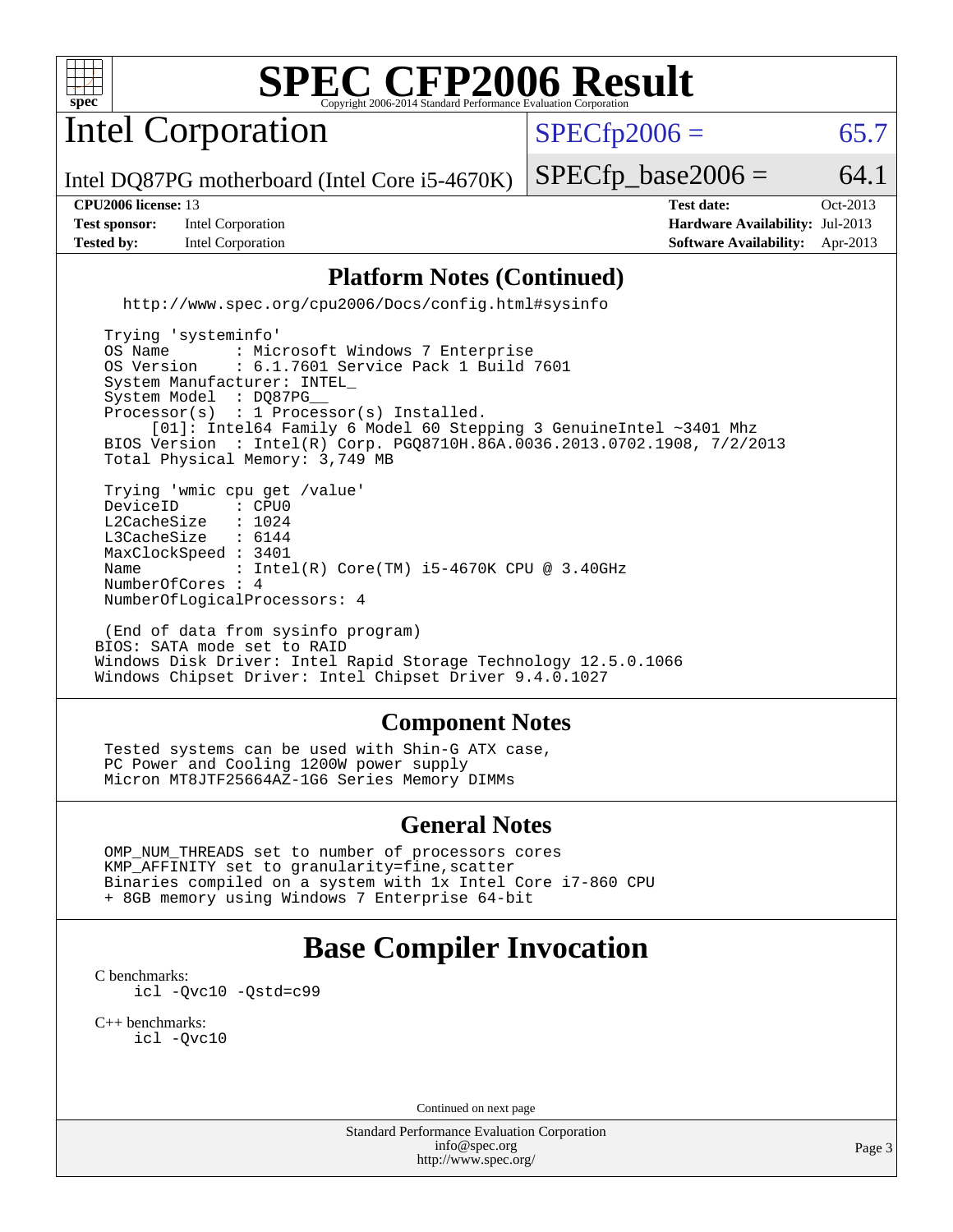# SPEC CFP2006 Result

Copyright 2006-2014 Standard Performance Evaluation Corporation

## Intel Corporation

Intel DQ87PG motherboard (Intel Core i5-4670K)

SPECfp2006 = 65.7

SPECfp_base2006 = 64.1

| | | | |
|---|---|---|---|
| **CPU2006 license:** 13 | | **Test date:** | Oct-2013 |
| **Test sponsor:** | Intel Corporation | **Hardware Availability:** | Jul-2013 |
| **Tested by:** | Intel Corporation | **Software Availability:** | Apr-2013 |

## Platform Notes (Continued)

```
   http://www.spec.org/cpu2006/Docs/config.html#sysinfo

 Trying 'systeminfo'
 OS Name       : Microsoft Windows 7 Enterprise
 OS Version    : 6.1.7601 Service Pack 1 Build 7601
 System Manufacturer: INTEL_
 System Model  : DQ87PG__
 Processor(s)  : 1 Processor(s) Installed.
      [01]: Intel64 Family 6 Model 60 Stepping 3 GenuineIntel ~3401 Mhz
 BIOS Version  : Intel(R) Corp. PGQ8710H.86A.0036.2013.0702.1908, 7/2/2013
 Total Physical Memory: 3,749 MB

 Trying 'wmic cpu get /value'
 DeviceID      : CPU0
 L2CacheSize   : 1024
 L3CacheSize   : 6144
 MaxClockSpeed : 3401
 Name          : Intel(R) Core(TM) i5-4670K CPU @ 3.40GHz
 NumberOfCores : 4
 NumberOfLogicalProcessors: 4

 (End of data from sysinfo program)
BIOS: SATA mode set to RAID
Windows Disk Driver: Intel Rapid Storage Technology 12.5.0.1066
Windows Chipset Driver: Intel Chipset Driver 9.4.0.1027
```

## Component Notes

```
 Tested systems can be used with Shin-G ATX case,
 PC Power and Cooling 1200W power supply
 Micron MT8JTF25664AZ-1G6 Series Memory DIMMs
```

## General Notes

```
 OMP_NUM_THREADS set to number of processors cores
 KMP_AFFINITY set to granularity=fine,scatter
 Binaries compiled on a system with 1x Intel Core i7-860 CPU
 + 8GB memory using Windows 7 Enterprise 64-bit
```

## Base Compiler Invocation

C benchmarks:

```
icl -Qvc10 -Qstd=c99
```

C++ benchmarks:

```
icl -Qvc10
```

Continued on next page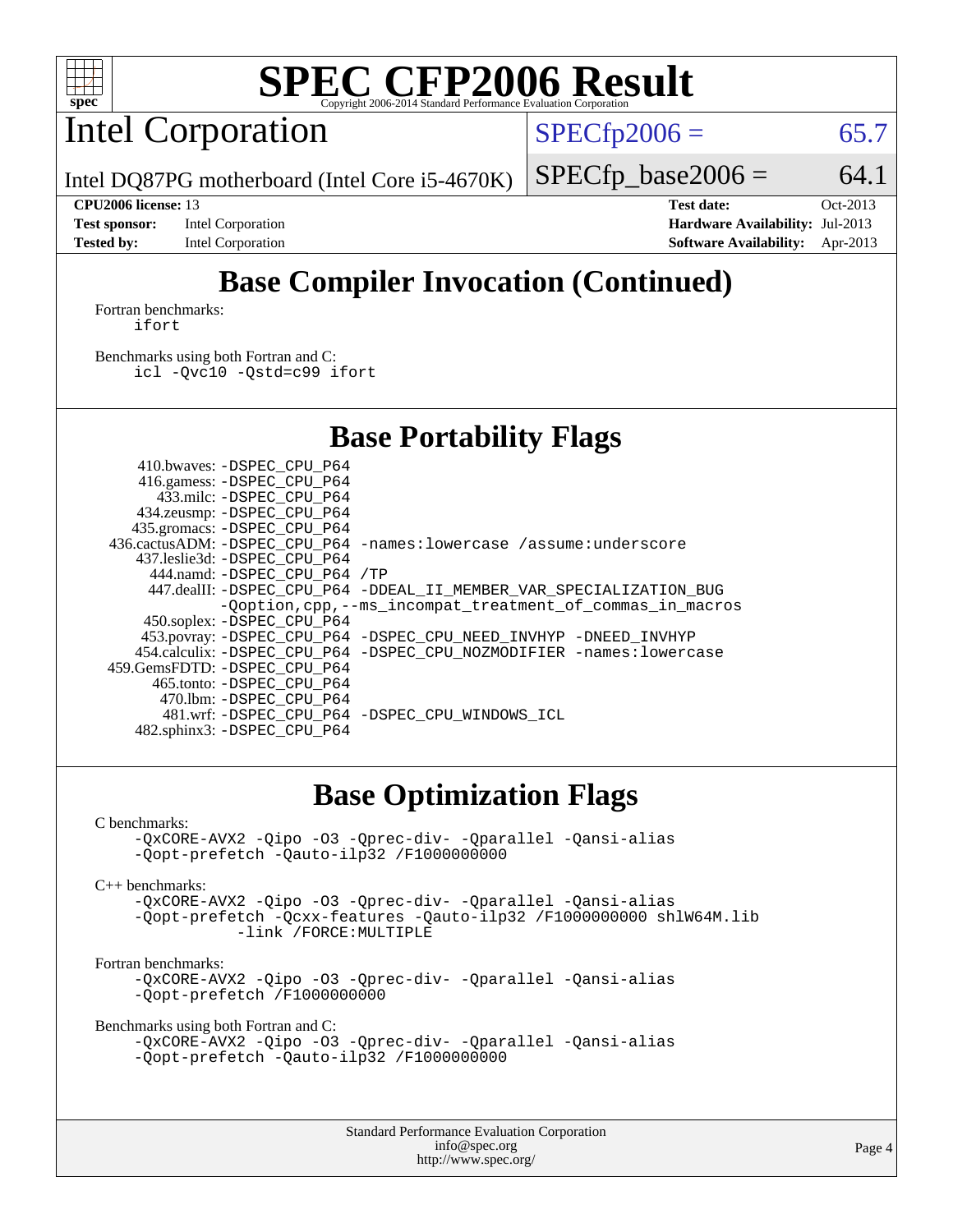# SPEC CFP2006 Result

Copyright 2006-2014 Standard Performance Evaluation Corporation

## Intel Corporation

Intel DQ87PG motherboard (Intel Core i5-4670K)

SPECfp2006 = 65.7

SPECfp_base2006 = 64.1

| | | | |
|---|---|---|---|
| **CPU2006 license:** 13 | | **Test date:** | Oct-2013 |
| **Test sponsor:** | Intel Corporation | **Hardware Availability:** | Jul-2013 |
| **Tested by:** | Intel Corporation | **Software Availability:** | Apr-2013 |

## Base Compiler Invocation (Continued)

Fortran benchmarks:

```
ifort
```

Benchmarks using both Fortran and C:

```
icl -Qvc10 -Qstd=c99 ifort
```

## Base Portability Flags

| Benchmark | Flags |
|---|---|
| 410.bwaves: | -DSPEC_CPU_P64 |
| 416.gamess: | -DSPEC_CPU_P64 |
| 433.milc: | -DSPEC_CPU_P64 |
| 434.zeusmp: | -DSPEC_CPU_P64 |
| 435.gromacs: | -DSPEC_CPU_P64 |
| 436.cactusADM: | -DSPEC_CPU_P64 -names:lowercase /assume:underscore |
| 437.leslie3d: | -DSPEC_CPU_P64 |
| 444.namd: | -DSPEC_CPU_P64 /TP |
| 447.dealII: | -DSPEC_CPU_P64 -DDEAL_II_MEMBER_VAR_SPECIALIZATION_BUG -Qoption,cpp,--ms_incompat_treatment_of_commas_in_macros |
| 450.soplex: | -DSPEC_CPU_P64 |
| 453.povray: | -DSPEC_CPU_P64 -DSPEC_CPU_NEED_INVHYP -DNEED_INVHYP |
| 454.calculix: | -DSPEC_CPU_P64 -DSPEC_CPU_NOZMODIFIER -names:lowercase |
| 459.GemsFDTD: | -DSPEC_CPU_P64 |
| 465.tonto: | -DSPEC_CPU_P64 |
| 470.lbm: | -DSPEC_CPU_P64 |
| 481.wrf: | -DSPEC_CPU_P64 -DSPEC_CPU_WINDOWS_ICL |
| 482.sphinx3: | -DSPEC_CPU_P64 |

## Base Optimization Flags

C benchmarks:

```
-QxCORE-AVX2 -Qipo -O3 -Qprec-div- -Qparallel -Qansi-alias
-Qopt-prefetch -Qauto-ilp32 /F1000000000
```

C++ benchmarks:

```
-QxCORE-AVX2 -Qipo -O3 -Qprec-div- -Qparallel -Qansi-alias
-Qopt-prefetch -Qcxx-features -Qauto-ilp32 /F1000000000 shlW64M.lib
            -link /FORCE:MULTIPLE
```

Fortran benchmarks:

```
-QxCORE-AVX2 -Qipo -O3 -Qprec-div- -Qparallel -Qansi-alias
-Qopt-prefetch /F1000000000
```

Benchmarks using both Fortran and C:

```
-QxCORE-AVX2 -Qipo -O3 -Qprec-div- -Qparallel -Qansi-alias
-Qopt-prefetch -Qauto-ilp32 /F1000000000
```

Standard Performance Evaluation Corporation
info@spec.org
http://www.spec.org/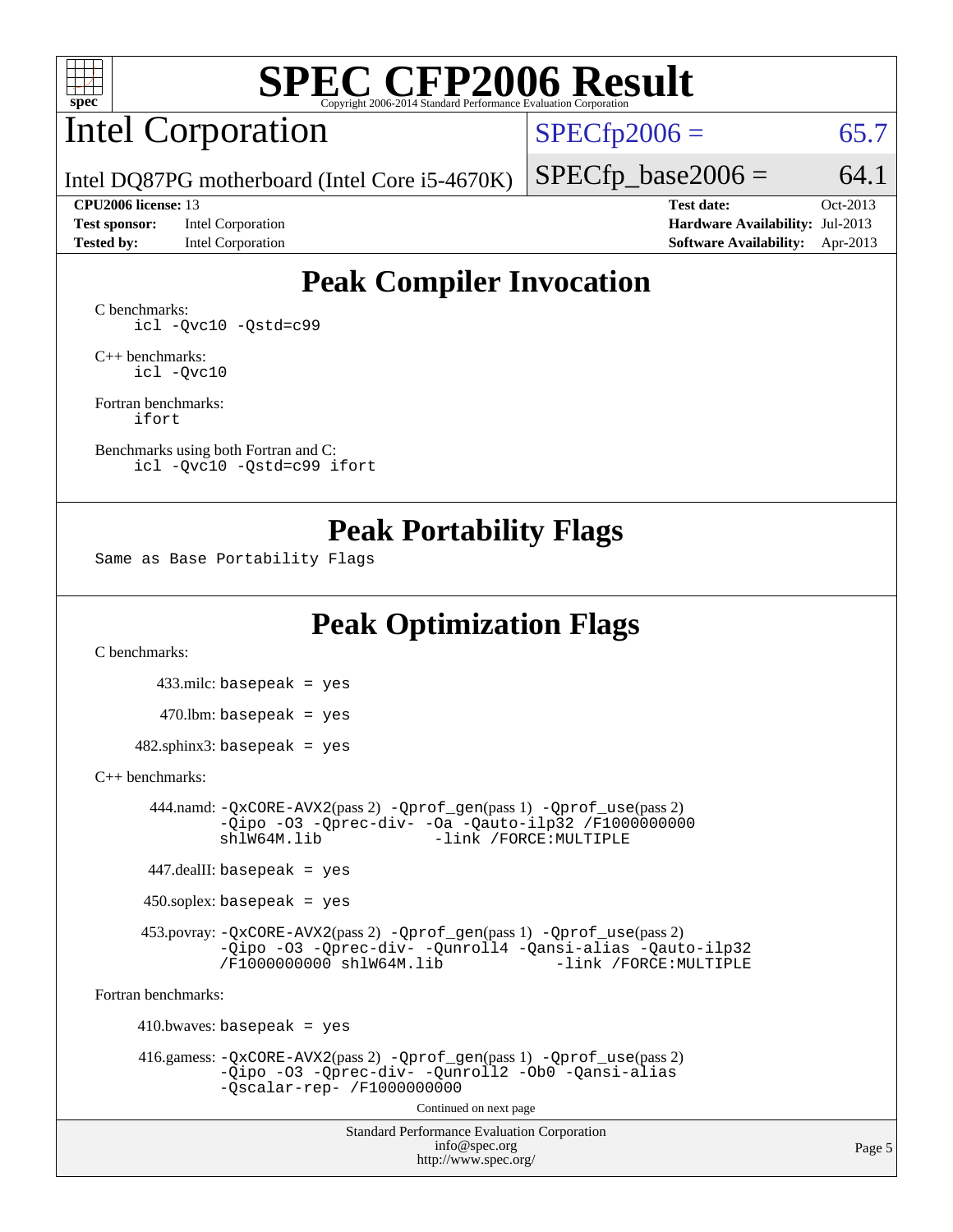# SPEC CFP2006 Result

Copyright 2006-2014 Standard Performance Evaluation Corporation

## Intel Corporation

Intel DQ87PG motherboard (Intel Core i5-4670K)

SPECfp2006 = 65.7

SPECfp_base2006 = 64.1

**CPU2006 license:** 13
**Test sponsor:** Intel Corporation
**Tested by:** Intel Corporation

**Test date:** Oct-2013
**Hardware Availability:** Jul-2013
**Software Availability:** Apr-2013

## Peak Compiler Invocation

C benchmarks:

```
icl -Qvc10 -Qstd=c99
```

C++ benchmarks:

```
icl -Qvc10
```

Fortran benchmarks:

```
ifort
```

Benchmarks using both Fortran and C:

```
icl -Qvc10 -Qstd=c99 ifort
```

## Peak Portability Flags

Same as Base Portability Flags

## Peak Optimization Flags

C benchmarks:

433.milc: basepeak = yes

470.lbm: basepeak = yes

482.sphinx3: basepeak = yes

C++ benchmarks:

444.namd: -QxCORE-AVX2(pass 2) -Qprof_gen(pass 1) -Qprof_use(pass 2) -Qipo -O3 -Qprec-div- -Oa -Qauto-ilp32 /F1000000000 shlW64M.lib -link /FORCE:MULTIPLE

447.dealII: basepeak = yes

450.soplex: basepeak = yes

453.povray: -QxCORE-AVX2(pass 2) -Qprof_gen(pass 1) -Qprof_use(pass 2) -Qipo -O3 -Qprec-div- -Qunroll4 -Qansi-alias -Qauto-ilp32 /F1000000000 shlW64M.lib -link /FORCE:MULTIPLE

Fortran benchmarks:

410.bwaves: basepeak = yes

416.gamess: -QxCORE-AVX2(pass 2) -Qprof_gen(pass 1) -Qprof_use(pass 2) -Qipo -O3 -Qprec-div- -Qunroll2 -Ob0 -Qansi-alias -Qscalar-rep- /F1000000000

Continued on next page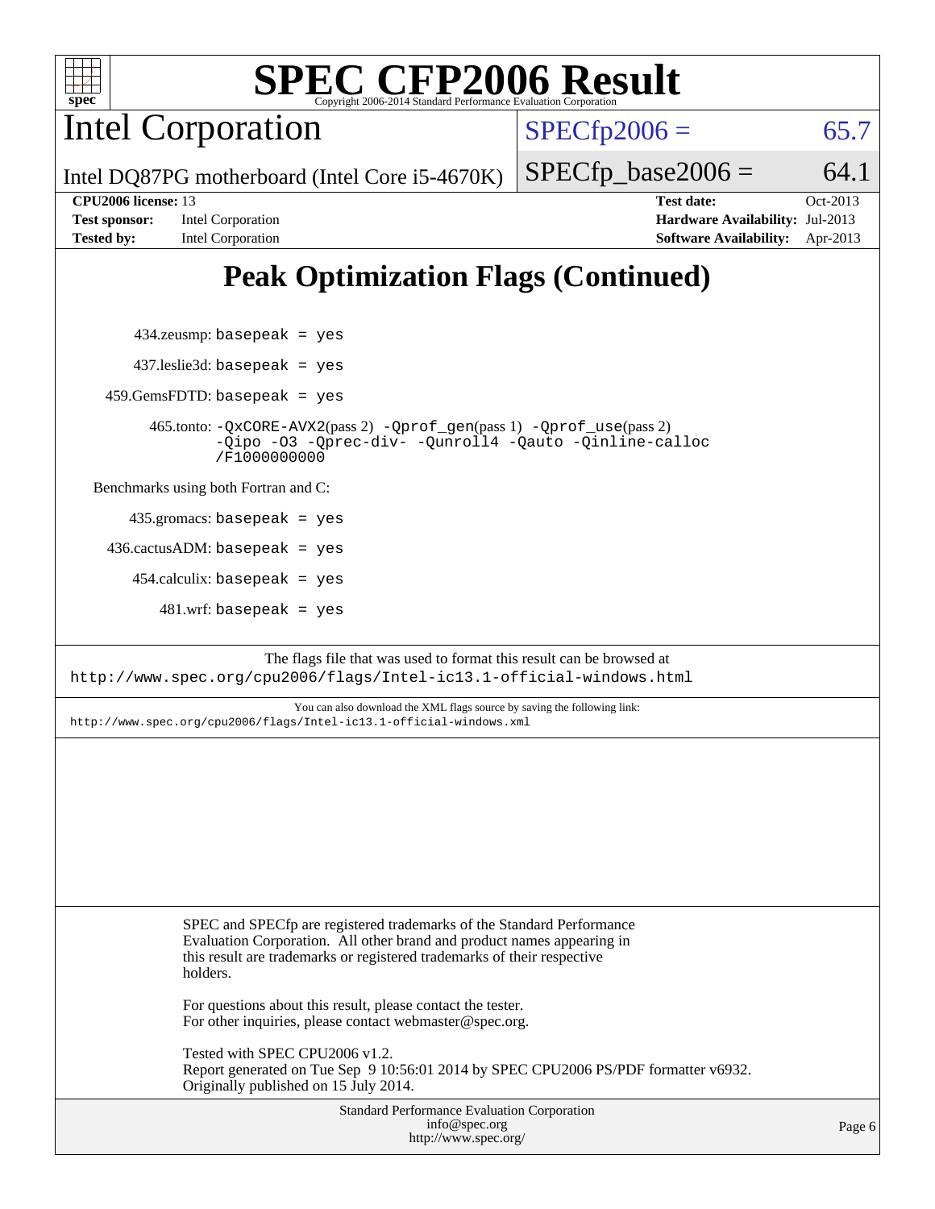# Peak Optimization Flags (Continued)

434.zeusmp: basepeak = yes

437.leslie3d: basepeak = yes

459.GemsFDTD: basepeak = yes

465.tonto: -QxCORE-AVX2(pass 2) -Qprof_gen(pass 1) -Qprof_use(pass 2) -Qipo -O3 -Qprec-div- -Qunroll4 -Qauto -Qinline-calloc /F1000000000

Benchmarks using both Fortran and C:

435.gromacs: basepeak = yes

436.cactusADM: basepeak = yes

454.calculix: basepeak = yes

481.wrf: basepeak = yes

The flags file that was used to format this result can be browsed at
http://www.spec.org/cpu2006/flags/Intel-ic13.1-official-windows.html

You can also download the XML flags source by saving the following link:
http://www.spec.org/cpu2006/flags/Intel-ic13.1-official-windows.xml

SPEC and SPECfp are registered trademarks of the Standard Performance Evaluation Corporation. All other brand and product names appearing in this result are trademarks or registered trademarks of their respective holders.

For questions about this result, please contact the tester.
For other inquiries, please contact webmaster@spec.org.

Tested with SPEC CPU2006 v1.2.
Report generated on Tue Sep 9 10:56:01 2014 by SPEC CPU2006 PS/PDF formatter v6932.
Originally published on 15 July 2014.